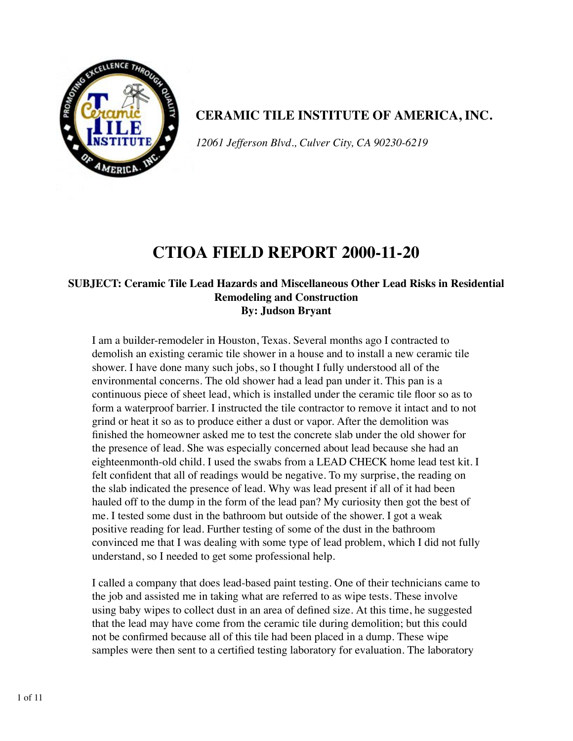**CERAMIC TILE INSTITUTE OF AMERICA, INC.**

*12061 Jefferson Blvd., Culver City, CA 90230-6219*

# CTIOA FIELD REPORT 2000-11-20

**SUBJECT: Ceramic Tile Lead Hazards and Miscellaneous Other Lead Risks in Residential Remodeling and Construction**
**By: Judson Bryant**

I am a builder-remodeler in Houston, Texas. Several months ago I contracted to demolish an existing ceramic tile shower in a house and to install a new ceramic tile shower. I have done many such jobs, so I thought I fully understood all of the environmental concerns. The old shower had a lead pan under it. This pan is a continuous piece of sheet lead, which is installed under the ceramic tile floor so as to form a waterproof barrier. I instructed the tile contractor to remove it intact and to not grind or heat it so as to produce either a dust or vapor. After the demolition was finished the homeowner asked me to test the concrete slab under the old shower for the presence of lead. She was especially concerned about lead because she had an eighteenmonth-old child. I used the swabs from a LEAD CHECK home lead test kit. I felt confident that all of readings would be negative. To my surprise, the reading on the slab indicated the presence of lead. Why was lead present if all of it had been hauled off to the dump in the form of the lead pan? My curiosity then got the best of me. I tested some dust in the bathroom but outside of the shower. I got a weak positive reading for lead. Further testing of some of the dust in the bathroom convinced me that I was dealing with some type of lead problem, which I did not fully understand, so I needed to get some professional help.

I called a company that does lead-based paint testing. One of their technicians came to the job and assisted me in taking what are referred to as wipe tests. These involve using baby wipes to collect dust in an area of defined size. At this time, he suggested that the lead may have come from the ceramic tile during demolition; but this could not be confirmed because all of this tile had been placed in a dump. These wipe samples were then sent to a certified testing laboratory for evaluation. The laboratory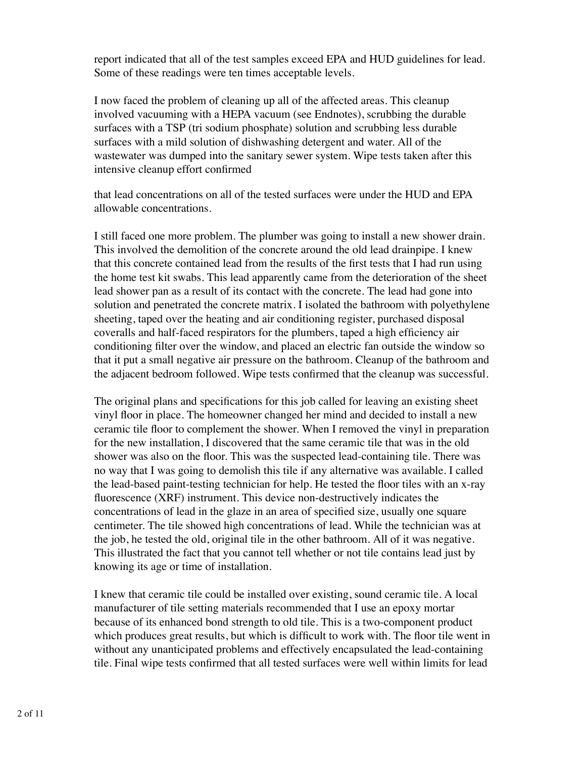report indicated that all of the test samples exceed EPA and HUD guidelines for lead. Some of these readings were ten times acceptable levels.

I now faced the problem of cleaning up all of the affected areas. This cleanup involved vacuuming with a HEPA vacuum (see Endnotes), scrubbing the durable surfaces with a TSP (tri sodium phosphate) solution and scrubbing less durable surfaces with a mild solution of dishwashing detergent and water. All of the wastewater was dumped into the sanitary sewer system. Wipe tests taken after this intensive cleanup effort confirmed

that lead concentrations on all of the tested surfaces were under the HUD and EPA allowable concentrations.

I still faced one more problem. The plumber was going to install a new shower drain. This involved the demolition of the concrete around the old lead drainpipe. I knew that this concrete contained lead from the results of the first tests that I had run using the home test kit swabs. This lead apparently came from the deterioration of the sheet lead shower pan as a result of its contact with the concrete. The lead had gone into solution and penetrated the concrete matrix. I isolated the bathroom with polyethylene sheeting, taped over the heating and air conditioning register, purchased disposal coveralls and half-faced respirators for the plumbers, taped a high efficiency air conditioning filter over the window, and placed an electric fan outside the window so that it put a small negative air pressure on the bathroom. Cleanup of the bathroom and the adjacent bedroom followed. Wipe tests confirmed that the cleanup was successful.

The original plans and specifications for this job called for leaving an existing sheet vinyl floor in place. The homeowner changed her mind and decided to install a new ceramic tile floor to complement the shower. When I removed the vinyl in preparation for the new installation, I discovered that the same ceramic tile that was in the old shower was also on the floor. This was the suspected lead-containing tile. There was no way that I was going to demolish this tile if any alternative was available. I called the lead-based paint-testing technician for help. He tested the floor tiles with an x-ray fluorescence (XRF) instrument. This device non-destructively indicates the concentrations of lead in the glaze in an area of specified size, usually one square centimeter. The tile showed high concentrations of lead. While the technician was at the job, he tested the old, original tile in the other bathroom. All of it was negative. This illustrated the fact that you cannot tell whether or not tile contains lead just by knowing its age or time of installation.

I knew that ceramic tile could be installed over existing, sound ceramic tile. A local manufacturer of tile setting materials recommended that I use an epoxy mortar because of its enhanced bond strength to old tile. This is a two-component product which produces great results, but which is difficult to work with. The floor tile went in without any unanticipated problems and effectively encapsulated the lead-containing tile. Final wipe tests confirmed that all tested surfaces were well within limits for lead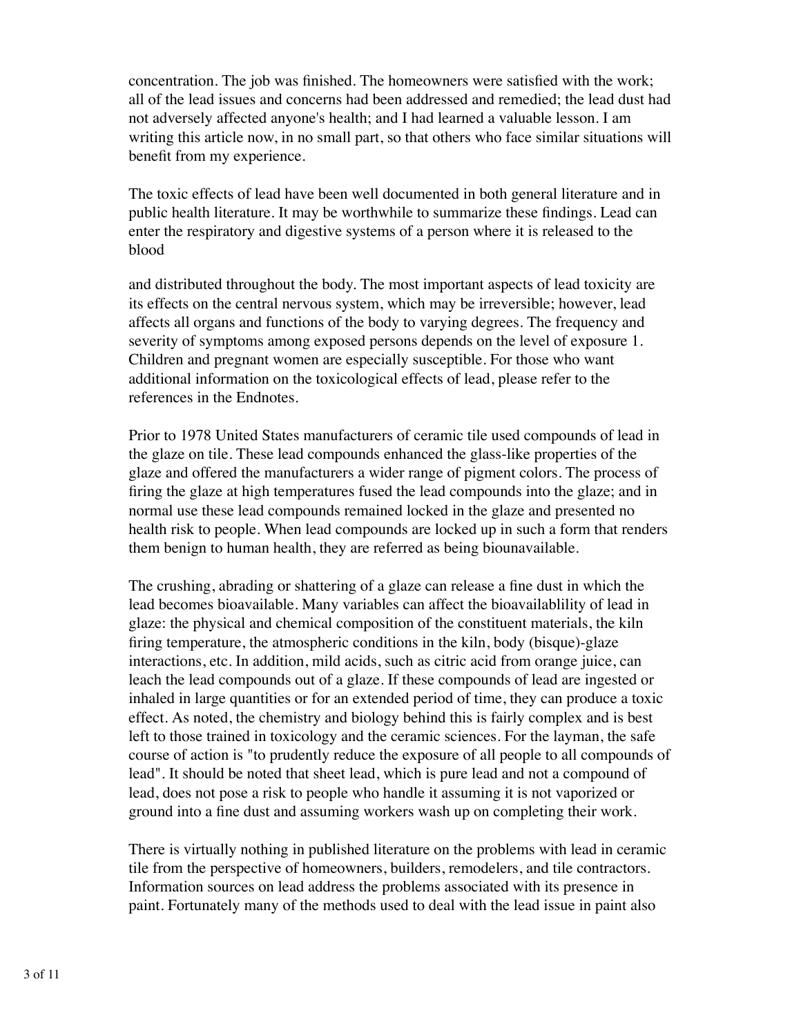concentration. The job was finished. The homeowners were satisfied with the work; all of the lead issues and concerns had been addressed and remedied; the lead dust had not adversely affected anyone's health; and I had learned a valuable lesson. I am writing this article now, in no small part, so that others who face similar situations will benefit from my experience.

The toxic effects of lead have been well documented in both general literature and in public health literature. It may be worthwhile to summarize these findings. Lead can enter the respiratory and digestive systems of a person where it is released to the blood

and distributed throughout the body. The most important aspects of lead toxicity are its effects on the central nervous system, which may be irreversible; however, lead affects all organs and functions of the body to varying degrees. The frequency and severity of symptoms among exposed persons depends on the level of exposure 1. Children and pregnant women are especially susceptible. For those who want additional information on the toxicological effects of lead, please refer to the references in the Endnotes.

Prior to 1978 United States manufacturers of ceramic tile used compounds of lead in the glaze on tile. These lead compounds enhanced the glass-like properties of the glaze and offered the manufacturers a wider range of pigment colors. The process of firing the glaze at high temperatures fused the lead compounds into the glaze; and in normal use these lead compounds remained locked in the glaze and presented no health risk to people. When lead compounds are locked up in such a form that renders them benign to human health, they are referred as being biounavailable.

The crushing, abrading or shattering of a glaze can release a fine dust in which the lead becomes bioavailable. Many variables can affect the bioavailablility of lead in glaze: the physical and chemical composition of the constituent materials, the kiln firing temperature, the atmospheric conditions in the kiln, body (bisque)-glaze interactions, etc. In addition, mild acids, such as citric acid from orange juice, can leach the lead compounds out of a glaze. If these compounds of lead are ingested or inhaled in large quantities or for an extended period of time, they can produce a toxic effect. As noted, the chemistry and biology behind this is fairly complex and is best left to those trained in toxicology and the ceramic sciences. For the layman, the safe course of action is "to prudently reduce the exposure of all people to all compounds of lead". It should be noted that sheet lead, which is pure lead and not a compound of lead, does not pose a risk to people who handle it assuming it is not vaporized or ground into a fine dust and assuming workers wash up on completing their work.

There is virtually nothing in published literature on the problems with lead in ceramic tile from the perspective of homeowners, builders, remodelers, and tile contractors. Information sources on lead address the problems associated with its presence in paint. Fortunately many of the methods used to deal with the lead issue in paint also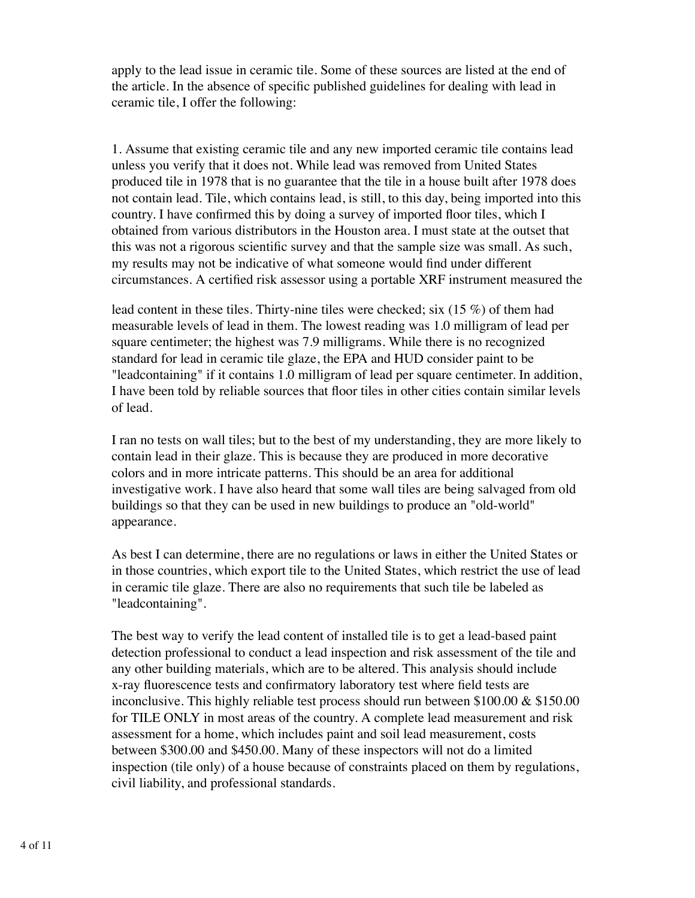apply to the lead issue in ceramic tile. Some of these sources are listed at the end of the article. In the absence of specific published guidelines for dealing with lead in ceramic tile, I offer the following:

1. Assume that existing ceramic tile and any new imported ceramic tile contains lead unless you verify that it does not. While lead was removed from United States produced tile in 1978 that is no guarantee that the tile in a house built after 1978 does not contain lead. Tile, which contains lead, is still, to this day, being imported into this country. I have confirmed this by doing a survey of imported floor tiles, which I obtained from various distributors in the Houston area. I must state at the outset that this was not a rigorous scientific survey and that the sample size was small. As such, my results may not be indicative of what someone would find under different circumstances. A certified risk assessor using a portable XRF instrument measured the lead content in these tiles. Thirty-nine tiles were checked; six (15 %) of them had measurable levels of lead in them. The lowest reading was 1.0 milligram of lead per square centimeter; the highest was 7.9 milligrams. While there is no recognized standard for lead in ceramic tile glaze, the EPA and HUD consider paint to be "leadcontaining" if it contains 1.0 milligram of lead per square centimeter. In addition, I have been told by reliable sources that floor tiles in other cities contain similar levels of lead.

I ran no tests on wall tiles; but to the best of my understanding, they are more likely to contain lead in their glaze. This is because they are produced in more decorative colors and in more intricate patterns. This should be an area for additional investigative work. I have also heard that some wall tiles are being salvaged from old buildings so that they can be used in new buildings to produce an "old-world" appearance.

As best I can determine, there are no regulations or laws in either the United States or in those countries, which export tile to the United States, which restrict the use of lead in ceramic tile glaze. There are also no requirements that such tile be labeled as "leadcontaining".

The best way to verify the lead content of installed tile is to get a lead-based paint detection professional to conduct a lead inspection and risk assessment of the tile and any other building materials, which are to be altered. This analysis should include x-ray fluorescence tests and confirmatory laboratory test where field tests are inconclusive. This highly reliable test process should run between $100.00 & $150.00 for TILE ONLY in most areas of the country. A complete lead measurement and risk assessment for a home, which includes paint and soil lead measurement, costs between $300.00 and $450.00. Many of these inspectors will not do a limited inspection (tile only) of a house because of constraints placed on them by regulations, civil liability, and professional standards.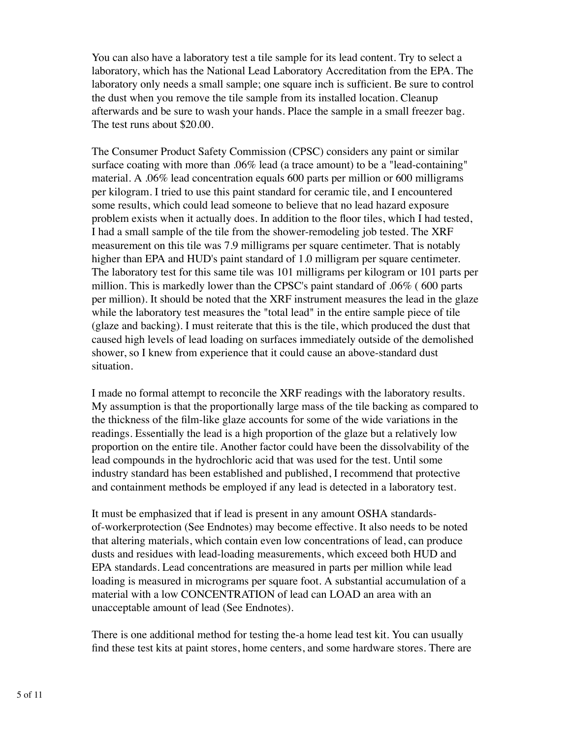You can also have a laboratory test a tile sample for its lead content. Try to select a laboratory, which has the National Lead Laboratory Accreditation from the EPA. The laboratory only needs a small sample; one square inch is sufficient. Be sure to control the dust when you remove the tile sample from its installed location. Cleanup afterwards and be sure to wash your hands. Place the sample in a small freezer bag. The test runs about $20.00.

The Consumer Product Safety Commission (CPSC) considers any paint or similar surface coating with more than .06% lead (a trace amount) to be a "lead-containing" material. A .06% lead concentration equals 600 parts per million or 600 milligrams per kilogram. I tried to use this paint standard for ceramic tile, and I encountered some results, which could lead someone to believe that no lead hazard exposure problem exists when it actually does. In addition to the floor tiles, which I had tested, I had a small sample of the tile from the shower-remodeling job tested. The XRF measurement on this tile was 7.9 milligrams per square centimeter. That is notably higher than EPA and HUD's paint standard of 1.0 milligram per square centimeter. The laboratory test for this same tile was 101 milligrams per kilogram or 101 parts per million. This is markedly lower than the CPSC's paint standard of .06% ( 600 parts per million). It should be noted that the XRF instrument measures the lead in the glaze while the laboratory test measures the "total lead" in the entire sample piece of tile (glaze and backing). I must reiterate that this is the tile, which produced the dust that caused high levels of lead loading on surfaces immediately outside of the demolished shower, so I knew from experience that it could cause an above-standard dust situation.

I made no formal attempt to reconcile the XRF readings with the laboratory results. My assumption is that the proportionally large mass of the tile backing as compared to the thickness of the film-like glaze accounts for some of the wide variations in the readings. Essentially the lead is a high proportion of the glaze but a relatively low proportion on the entire tile. Another factor could have been the dissolvability of the lead compounds in the hydrochloric acid that was used for the test. Until some industry standard has been established and published, I recommend that protective and containment methods be employed if any lead is detected in a laboratory test.

It must be emphasized that if lead is present in any amount OSHA standards-of-workerprotection (See Endnotes) may become effective. It also needs to be noted that altering materials, which contain even low concentrations of lead, can produce dusts and residues with lead-loading measurements, which exceed both HUD and EPA standards. Lead concentrations are measured in parts per million while lead loading is measured in micrograms per square foot. A substantial accumulation of a material with a low CONCENTRATION of lead can LOAD an area with an unacceptable amount of lead (See Endnotes).

There is one additional method for testing the-a home lead test kit. You can usually find these test kits at paint stores, home centers, and some hardware stores. There are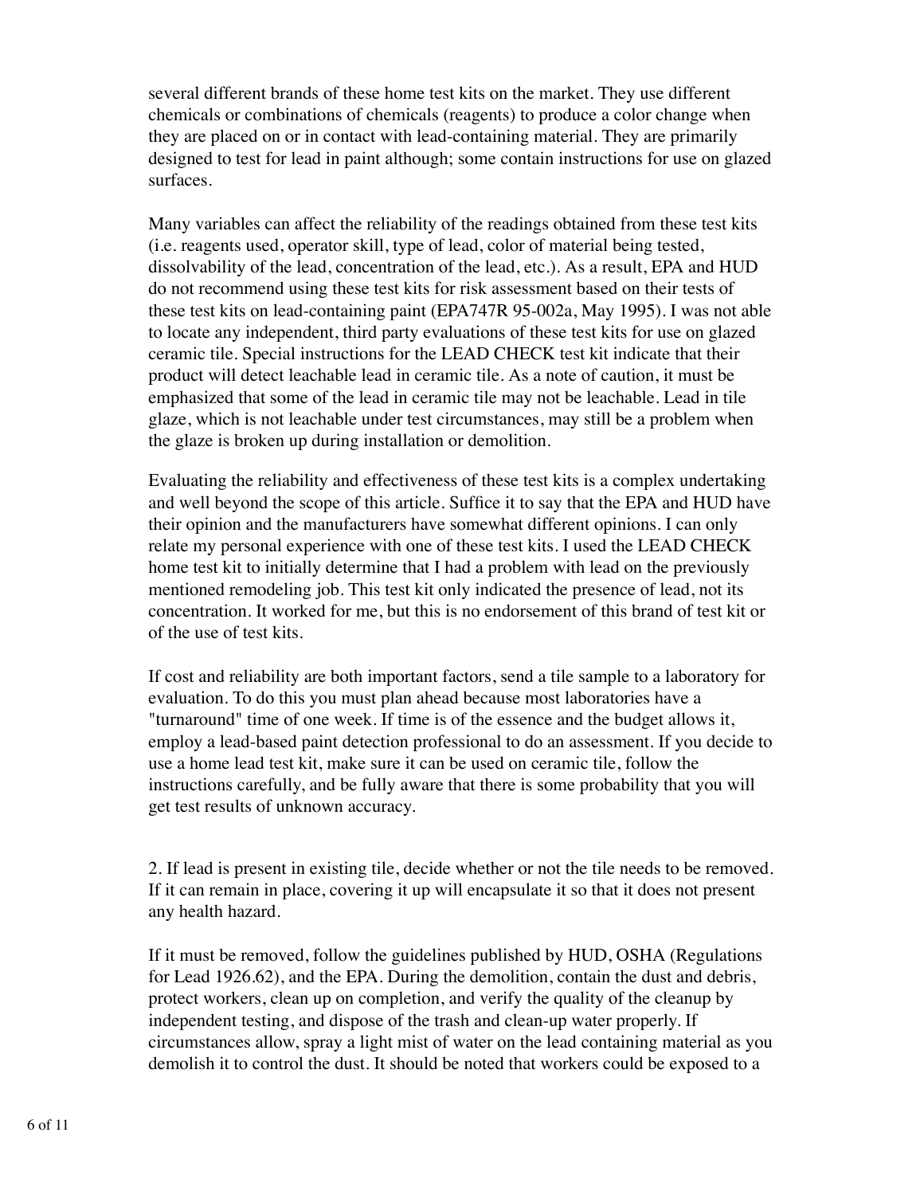several different brands of these home test kits on the market. They use different chemicals or combinations of chemicals (reagents) to produce a color change when they are placed on or in contact with lead-containing material. They are primarily designed to test for lead in paint although; some contain instructions for use on glazed surfaces.

Many variables can affect the reliability of the readings obtained from these test kits (i.e. reagents used, operator skill, type of lead, color of material being tested, dissolvability of the lead, concentration of the lead, etc.). As a result, EPA and HUD do not recommend using these test kits for risk assessment based on their tests of these test kits on lead-containing paint (EPA747R 95-002a, May 1995). I was not able to locate any independent, third party evaluations of these test kits for use on glazed ceramic tile. Special instructions for the LEAD CHECK test kit indicate that their product will detect leachable lead in ceramic tile. As a note of caution, it must be emphasized that some of the lead in ceramic tile may not be leachable. Lead in tile glaze, which is not leachable under test circumstances, may still be a problem when the glaze is broken up during installation or demolition.

Evaluating the reliability and effectiveness of these test kits is a complex undertaking and well beyond the scope of this article. Suffice it to say that the EPA and HUD have their opinion and the manufacturers have somewhat different opinions. I can only relate my personal experience with one of these test kits. I used the LEAD CHECK home test kit to initially determine that I had a problem with lead on the previously mentioned remodeling job. This test kit only indicated the presence of lead, not its concentration. It worked for me, but this is no endorsement of this brand of test kit or of the use of test kits.

If cost and reliability are both important factors, send a tile sample to a laboratory for evaluation. To do this you must plan ahead because most laboratories have a "turnaround" time of one week. If time is of the essence and the budget allows it, employ a lead-based paint detection professional to do an assessment. If you decide to use a home lead test kit, make sure it can be used on ceramic tile, follow the instructions carefully, and be fully aware that there is some probability that you will get test results of unknown accuracy.

2. If lead is present in existing tile, decide whether or not the tile needs to be removed. If it can remain in place, covering it up will encapsulate it so that it does not present any health hazard.

If it must be removed, follow the guidelines published by HUD, OSHA (Regulations for Lead 1926.62), and the EPA. During the demolition, contain the dust and debris, protect workers, clean up on completion, and verify the quality of the cleanup by independent testing, and dispose of the trash and clean-up water properly. If circumstances allow, spray a light mist of water on the lead containing material as you demolish it to control the dust. It should be noted that workers could be exposed to a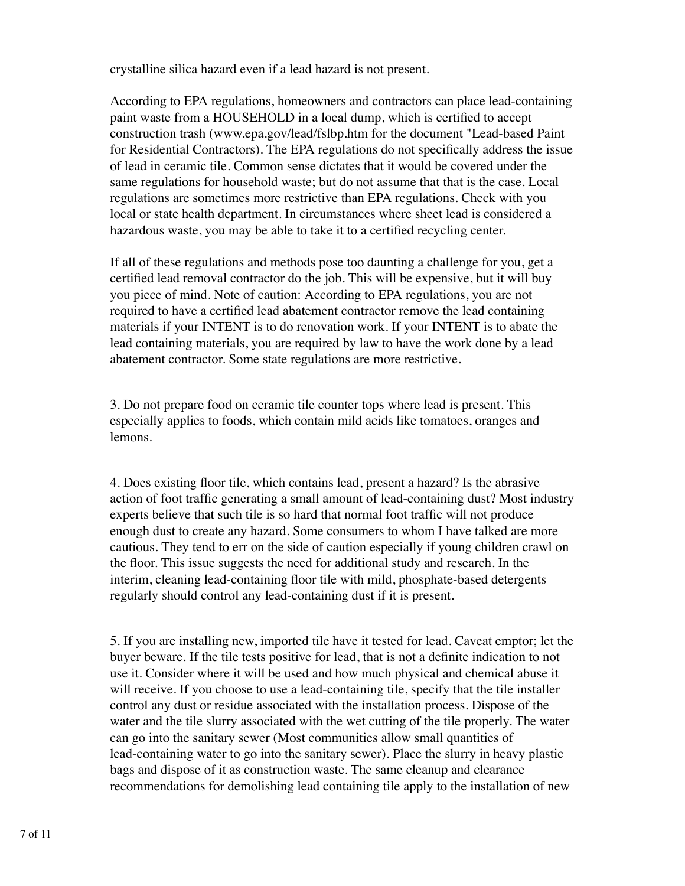crystalline silica hazard even if a lead hazard is not present.

According to EPA regulations, homeowners and contractors can place lead-containing paint waste from a HOUSEHOLD in a local dump, which is certified to accept construction trash (www.epa.gov/lead/fslbp.htm for the document "Lead-based Paint for Residential Contractors). The EPA regulations do not specifically address the issue of lead in ceramic tile. Common sense dictates that it would be covered under the same regulations for household waste; but do not assume that that is the case. Local regulations are sometimes more restrictive than EPA regulations. Check with you local or state health department. In circumstances where sheet lead is considered a hazardous waste, you may be able to take it to a certified recycling center.

If all of these regulations and methods pose too daunting a challenge for you, get a certified lead removal contractor do the job. This will be expensive, but it will buy you piece of mind. Note of caution: According to EPA regulations, you are not required to have a certified lead abatement contractor remove the lead containing materials if your INTENT is to do renovation work. If your INTENT is to abate the lead containing materials, you are required by law to have the work done by a lead abatement contractor. Some state regulations are more restrictive.

3. Do not prepare food on ceramic tile counter tops where lead is present. This especially applies to foods, which contain mild acids like tomatoes, oranges and lemons.

4. Does existing floor tile, which contains lead, present a hazard? Is the abrasive action of foot traffic generating a small amount of lead-containing dust? Most industry experts believe that such tile is so hard that normal foot traffic will not produce enough dust to create any hazard. Some consumers to whom I have talked are more cautious. They tend to err on the side of caution especially if young children crawl on the floor. This issue suggests the need for additional study and research. In the interim, cleaning lead-containing floor tile with mild, phosphate-based detergents regularly should control any lead-containing dust if it is present.

5. If you are installing new, imported tile have it tested for lead. Caveat emptor; let the buyer beware. If the tile tests positive for lead, that is not a definite indication to not use it. Consider where it will be used and how much physical and chemical abuse it will receive. If you choose to use a lead-containing tile, specify that the tile installer control any dust or residue associated with the installation process. Dispose of the water and the tile slurry associated with the wet cutting of the tile properly. The water can go into the sanitary sewer (Most communities allow small quantities of lead-containing water to go into the sanitary sewer). Place the slurry in heavy plastic bags and dispose of it as construction waste. The same cleanup and clearance recommendations for demolishing lead containing tile apply to the installation of new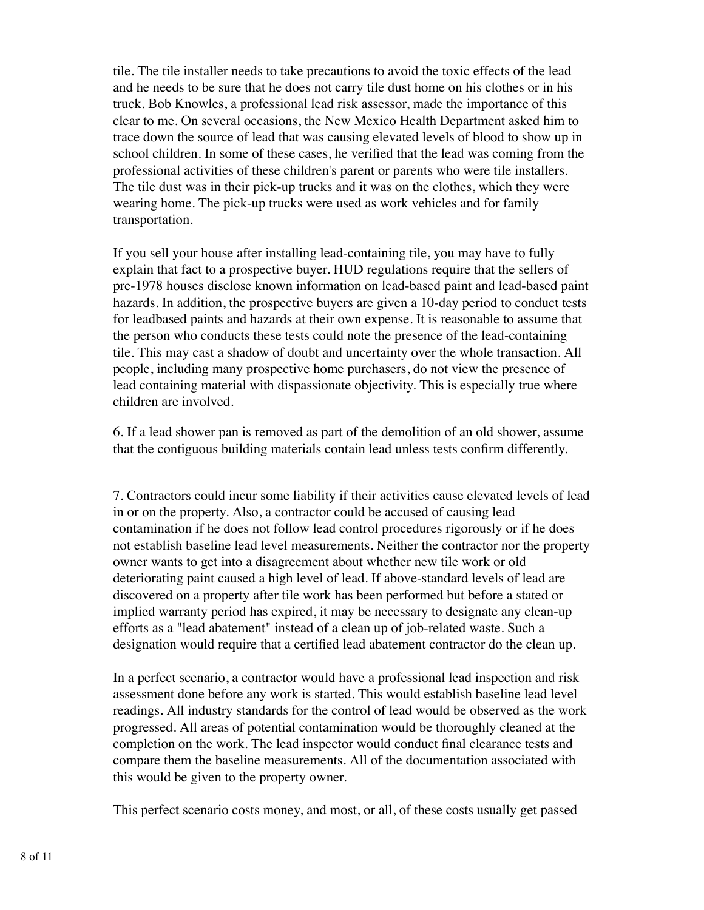tile. The tile installer needs to take precautions to avoid the toxic effects of the lead and he needs to be sure that he does not carry tile dust home on his clothes or in his truck. Bob Knowles, a professional lead risk assessor, made the importance of this clear to me. On several occasions, the New Mexico Health Department asked him to trace down the source of lead that was causing elevated levels of blood to show up in school children. In some of these cases, he verified that the lead was coming from the professional activities of these children's parent or parents who were tile installers. The tile dust was in their pick-up trucks and it was on the clothes, which they were wearing home. The pick-up trucks were used as work vehicles and for family transportation.

If you sell your house after installing lead-containing tile, you may have to fully explain that fact to a prospective buyer. HUD regulations require that the sellers of pre-1978 houses disclose known information on lead-based paint and lead-based paint hazards. In addition, the prospective buyers are given a 10-day period to conduct tests for leadbased paints and hazards at their own expense. It is reasonable to assume that the person who conducts these tests could note the presence of the lead-containing tile. This may cast a shadow of doubt and uncertainty over the whole transaction. All people, including many prospective home purchasers, do not view the presence of lead containing material with dispassionate objectivity. This is especially true where children are involved.

6. If a lead shower pan is removed as part of the demolition of an old shower, assume that the contiguous building materials contain lead unless tests confirm differently.

7. Contractors could incur some liability if their activities cause elevated levels of lead in or on the property. Also, a contractor could be accused of causing lead contamination if he does not follow lead control procedures rigorously or if he does not establish baseline lead level measurements. Neither the contractor nor the property owner wants to get into a disagreement about whether new tile work or old deteriorating paint caused a high level of lead. If above-standard levels of lead are discovered on a property after tile work has been performed but before a stated or implied warranty period has expired, it may be necessary to designate any clean-up efforts as a "lead abatement" instead of a clean up of job-related waste. Such a designation would require that a certified lead abatement contractor do the clean up.

In a perfect scenario, a contractor would have a professional lead inspection and risk assessment done before any work is started. This would establish baseline lead level readings. All industry standards for the control of lead would be observed as the work progressed. All areas of potential contamination would be thoroughly cleaned at the completion on the work. The lead inspector would conduct final clearance tests and compare them the baseline measurements. All of the documentation associated with this would be given to the property owner.

This perfect scenario costs money, and most, or all, of these costs usually get passed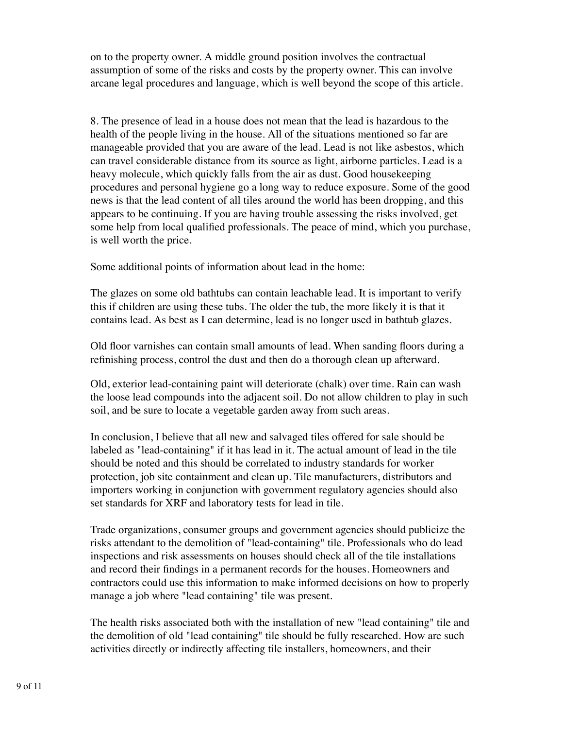on to the property owner. A middle ground position involves the contractual assumption of some of the risks and costs by the property owner. This can involve arcane legal procedures and language, which is well beyond the scope of this article.

8. The presence of lead in a house does not mean that the lead is hazardous to the health of the people living in the house. All of the situations mentioned so far are manageable provided that you are aware of the lead. Lead is not like asbestos, which can travel considerable distance from its source as light, airborne particles. Lead is a heavy molecule, which quickly falls from the air as dust. Good housekeeping procedures and personal hygiene go a long way to reduce exposure. Some of the good news is that the lead content of all tiles around the world has been dropping, and this appears to be continuing. If you are having trouble assessing the risks involved, get some help from local qualified professionals. The peace of mind, which you purchase, is well worth the price.

Some additional points of information about lead in the home:

The glazes on some old bathtubs can contain leachable lead. It is important to verify this if children are using these tubs. The older the tub, the more likely it is that it contains lead. As best as I can determine, lead is no longer used in bathtub glazes.

Old floor varnishes can contain small amounts of lead. When sanding floors during a refinishing process, control the dust and then do a thorough clean up afterward.

Old, exterior lead-containing paint will deteriorate (chalk) over time. Rain can wash the loose lead compounds into the adjacent soil. Do not allow children to play in such soil, and be sure to locate a vegetable garden away from such areas.

In conclusion, I believe that all new and salvaged tiles offered for sale should be labeled as "lead-containing" if it has lead in it. The actual amount of lead in the tile should be noted and this should be correlated to industry standards for worker protection, job site containment and clean up. Tile manufacturers, distributors and importers working in conjunction with government regulatory agencies should also set standards for XRF and laboratory tests for lead in tile.

Trade organizations, consumer groups and government agencies should publicize the risks attendant to the demolition of "lead-containing" tile. Professionals who do lead inspections and risk assessments on houses should check all of the tile installations and record their findings in a permanent records for the houses. Homeowners and contractors could use this information to make informed decisions on how to properly manage a job where "lead containing" tile was present.

The health risks associated both with the installation of new "lead containing" tile and the demolition of old "lead containing" tile should be fully researched. How are such activities directly or indirectly affecting tile installers, homeowners, and their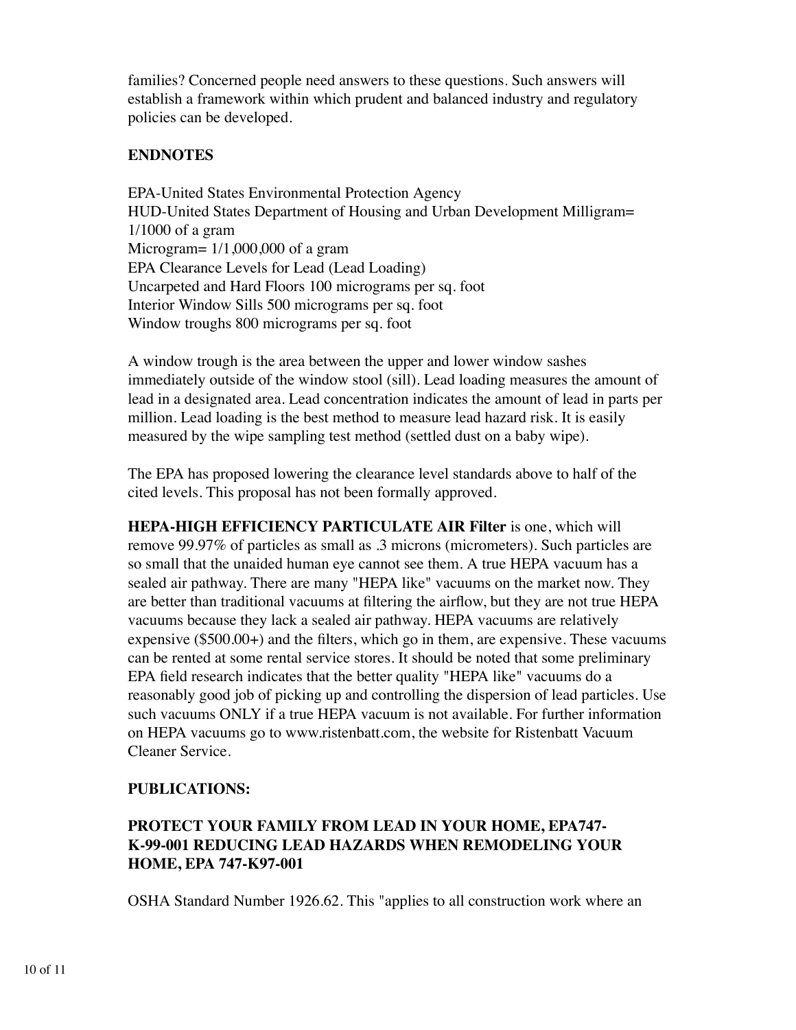families? Concerned people need answers to these questions. Such answers will establish a framework within which prudent and balanced industry and regulatory policies can be developed.

**ENDNOTES**

EPA-United States Environmental Protection Agency
HUD-United States Department of Housing and Urban Development Milligram= 1/1000 of a gram
Microgram= 1/1,000,000 of a gram
EPA Clearance Levels for Lead (Lead Loading)
Uncarpeted and Hard Floors 100 micrograms per sq. foot
Interior Window Sills 500 micrograms per sq. foot
Window troughs 800 micrograms per sq. foot

A window trough is the area between the upper and lower window sashes immediately outside of the window stool (sill). Lead loading measures the amount of lead in a designated area. Lead concentration indicates the amount of lead in parts per million. Lead loading is the best method to measure lead hazard risk. It is easily measured by the wipe sampling test method (settled dust on a baby wipe).

The EPA has proposed lowering the clearance level standards above to half of the cited levels. This proposal has not been formally approved.

**HEPA-HIGH EFFICIENCY PARTICULATE AIR Filter** is one, which will remove 99.97% of particles as small as .3 microns (micrometers). Such particles are so small that the unaided human eye cannot see them. A true HEPA vacuum has a sealed air pathway. There are many "HEPA like" vacuums on the market now. They are better than traditional vacuums at filtering the airflow, but they are not true HEPA vacuums because they lack a sealed air pathway. HEPA vacuums are relatively expensive ($500.00+) and the filters, which go in them, are expensive. These vacuums can be rented at some rental service stores. It should be noted that some preliminary EPA field research indicates that the better quality "HEPA like" vacuums do a reasonably good job of picking up and controlling the dispersion of lead particles. Use such vacuums ONLY if a true HEPA vacuum is not available. For further information on HEPA vacuums go to www.ristenbatt.com, the website for Ristenbatt Vacuum Cleaner Service.

**PUBLICATIONS:**

**PROTECT YOUR FAMILY FROM LEAD IN YOUR HOME, EPA747-K-99-001 REDUCING LEAD HAZARDS WHEN REMODELING YOUR HOME, EPA 747-K97-001**

OSHA Standard Number 1926.62. This "applies to all construction work where an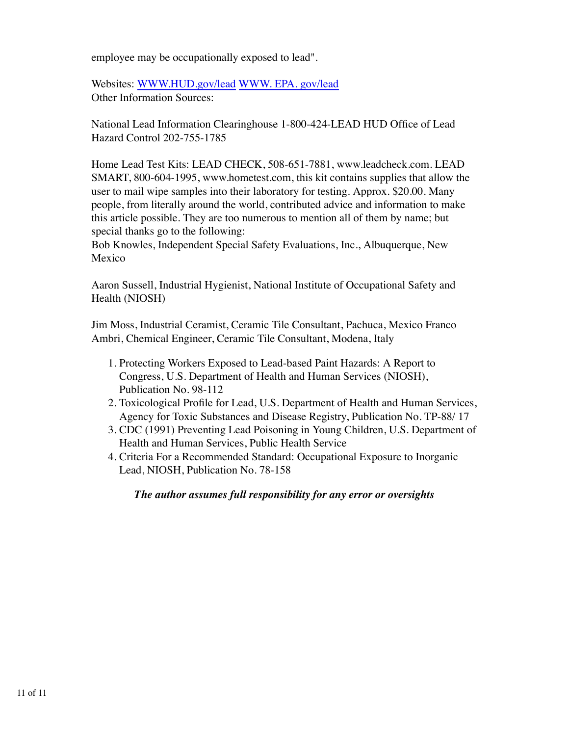employee may be occupationally exposed to lead".

Websites: [WWW.HUD.gov/lead](WWW.HUD.gov/lead) [WWW. EPA. gov/lead](WWW.EPA.gov/lead)
Other Information Sources:

National Lead Information Clearinghouse 1-800-424-LEAD HUD Office of Lead Hazard Control 202-755-1785

Home Lead Test Kits: LEAD CHECK, 508-651-7881, www.leadcheck.com. LEAD SMART, 800-604-1995, www.hometest.com, this kit contains supplies that allow the user to mail wipe samples into their laboratory for testing. Approx. $20.00. Many people, from literally around the world, contributed advice and information to make this article possible. They are too numerous to mention all of them by name; but special thanks go to the following:
Bob Knowles, Independent Special Safety Evaluations, Inc., Albuquerque, New Mexico

Aaron Sussell, Industrial Hygienist, National Institute of Occupational Safety and Health (NIOSH)

Jim Moss, Industrial Ceramist, Ceramic Tile Consultant, Pachuca, Mexico Franco Ambri, Chemical Engineer, Ceramic Tile Consultant, Modena, Italy

1. Protecting Workers Exposed to Lead-based Paint Hazards: A Report to Congress, U.S. Department of Health and Human Services (NIOSH), Publication No. 98-112
2. Toxicological Profile for Lead, U.S. Department of Health and Human Services, Agency for Toxic Substances and Disease Registry, Publication No. TP-88/ 17
3. CDC (1991) Preventing Lead Poisoning in Young Children, U.S. Department of Health and Human Services, Public Health Service
4. Criteria For a Recommended Standard: Occupational Exposure to Inorganic Lead, NIOSH, Publication No. 78-158

***The author assumes full responsibility for any error or oversights***